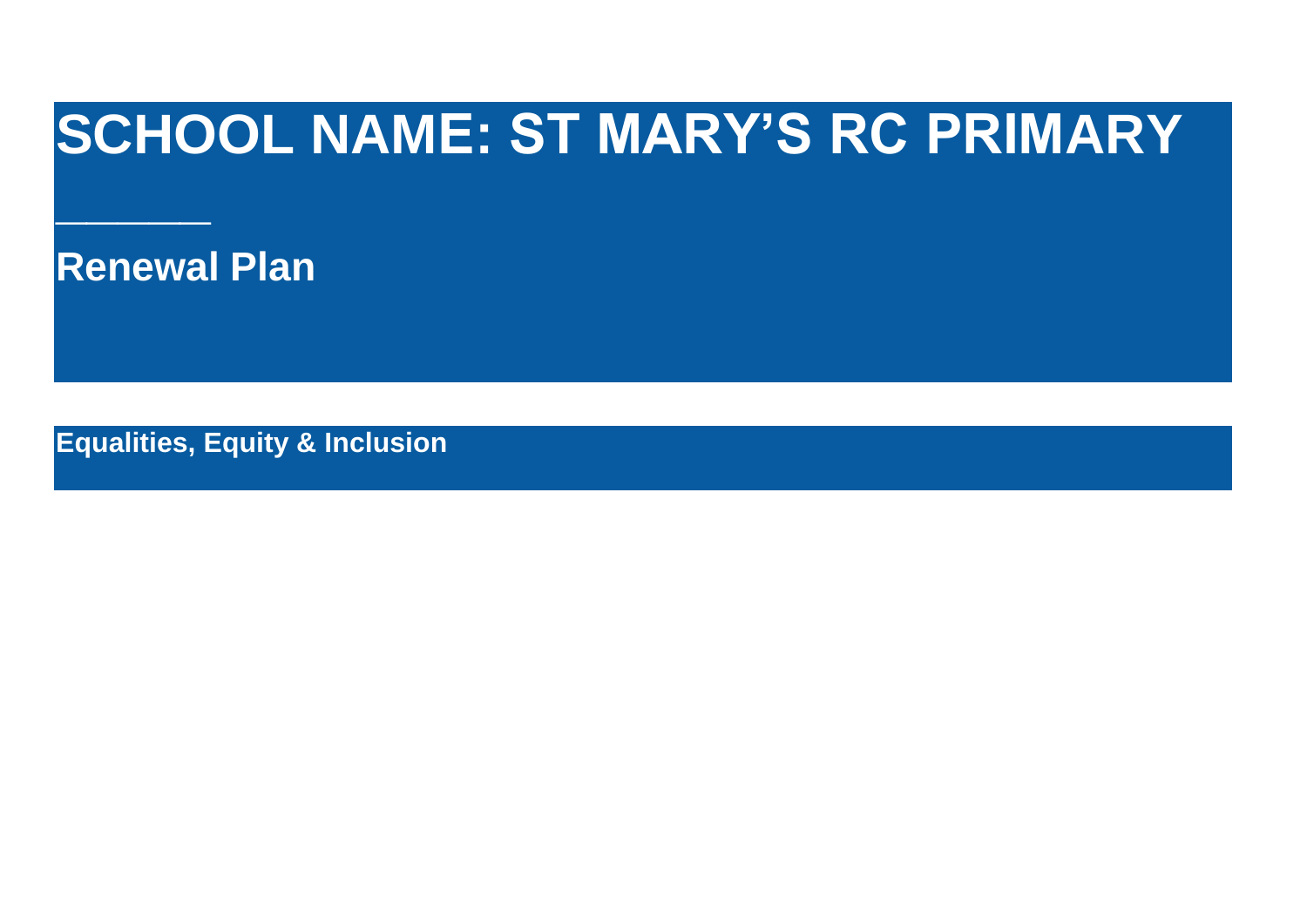# SCHOOL NAME: ST MARY'S RC PRIMARY

## Renewal Plan

**Equalities, Equity & Inclusion**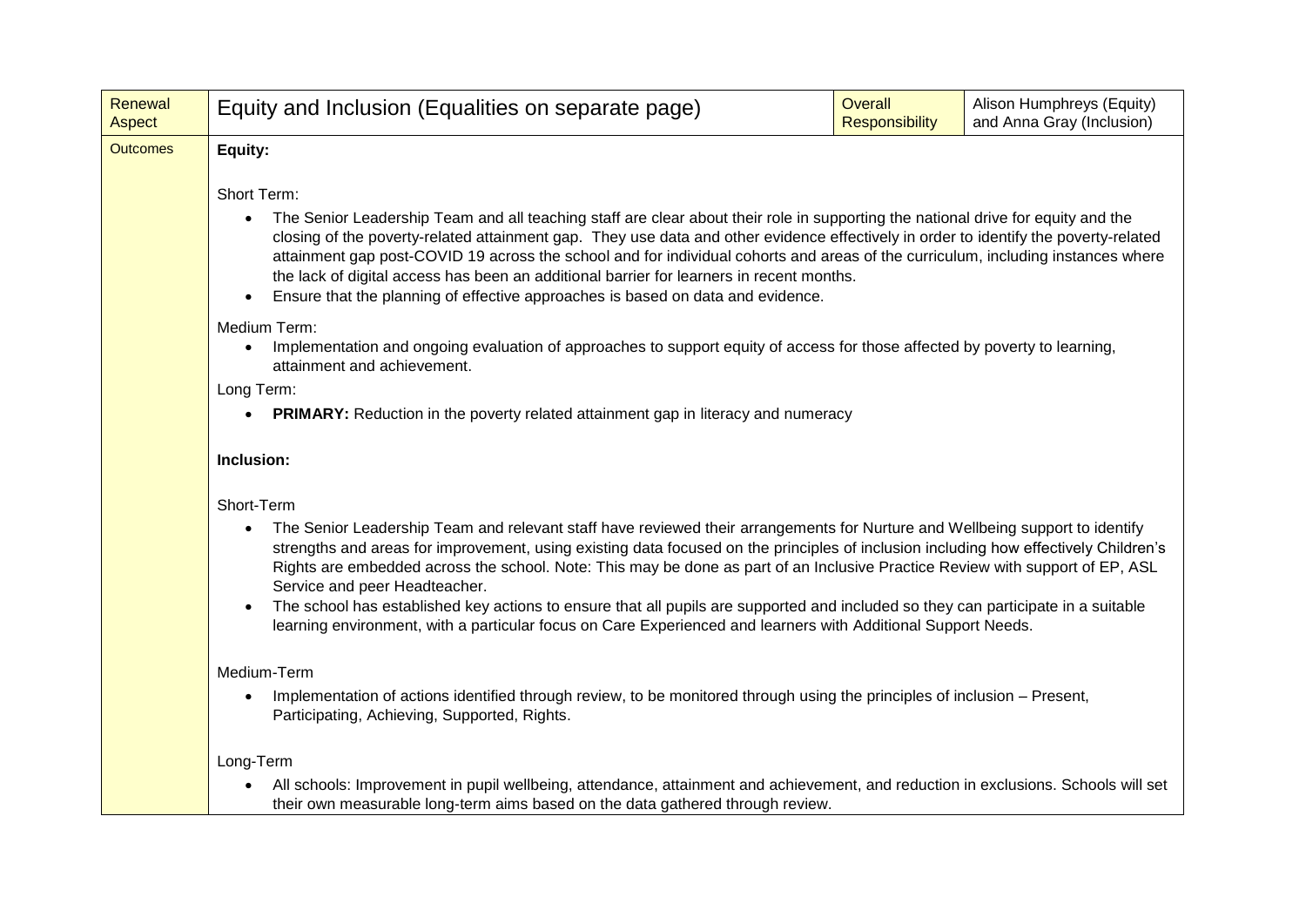| Renewal Aspect | Equity and Inclusion (Equalities on separate page) | Overall Responsibility | Alison Humphreys (Equity) and Anna Gray (Inclusion) |
|---|---|---|---|
| Outcomes | **Equity:**<br><br>Short Term:<br>• The Senior Leadership Team and all teaching staff are clear about their role in supporting the national drive for equity and the closing of the poverty-related attainment gap. They use data and other evidence effectively in order to identify the poverty-related attainment gap post-COVID 19 across the school and for individual cohorts and areas of the curriculum, including instances where the lack of digital access has been an additional barrier for learners in recent months.<br>• Ensure that the planning of effective approaches is based on data and evidence.<br><br>Medium Term:<br>• Implementation and ongoing evaluation of approaches to support equity of access for those affected by poverty to learning, attainment and achievement.<br><br>Long Term:<br>• **PRIMARY:** Reduction in the poverty related attainment gap in literacy and numeracy<br><br>**Inclusion:**<br><br>Short-Term<br>• The Senior Leadership Team and relevant staff have reviewed their arrangements for Nurture and Wellbeing support to identify strengths and areas for improvement, using existing data focused on the principles of inclusion including how effectively Children's Rights are embedded across the school. Note: This may be done as part of an Inclusive Practice Review with support of EP, ASL Service and peer Headteacher.<br>• The school has established key actions to ensure that all pupils are supported and included so they can participate in a suitable learning environment, with a particular focus on Care Experienced and learners with Additional Support Needs.<br><br>Medium-Term<br>• Implementation of actions identified through review, to be monitored through using the principles of inclusion – Present, Participating, Achieving, Supported, Rights.<br><br>Long-Term<br>• All schools: Improvement in pupil wellbeing, attendance, attainment and achievement, and reduction in exclusions. Schools will set their own measurable long-term aims based on the data gathered through review. | | |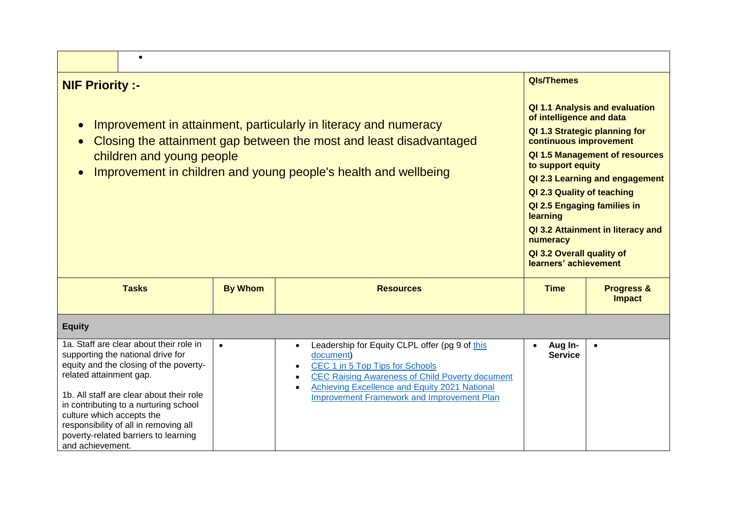| | • | | | | |
|---|---|---|---|---|---|

**NIF Priority :-**

- Improvement in attainment, particularly in literacy and numeracy
- Closing the attainment gap between the most and least disadvantaged children and young people
- Improvement in children and young people's health and wellbeing

**QIs/Themes**

**QI 1.1 Analysis and evaluation of intelligence and data**

**QI 1.3 Strategic planning for continuous improvement**

**QI 1.5 Management of resources to support equity**

**QI 2.3 Learning and engagement**

**QI 2.3 Quality of teaching**

**QI 2.5 Engaging families in learning**

**QI 3.2 Attainment in literacy and numeracy**

**QI 3.2 Overall quality of learners' achievement**

| Tasks | By Whom | Resources | Time | Progress & Impact |
|---|---|---|---|---|
| **Equity** | | | | |
| 1a. Staff are clear about their role in supporting the national drive for equity and the closing of the poverty-related attainment gap.<br><br>1b. All staff are clear about their role in contributing to a nurturing school culture which accepts the responsibility of all in removing all poverty-related barriers to learning and achievement. | • | • Leadership for Equity CLPL offer (pg 9 of this document)<br>• CEC 1 in 5 Top Tips for Schools<br>• CEC Raising Awareness of Child Poverty document<br>• Achieving Excellence and Equity 2021 National Improvement Framework and Improvement Plan | • **Aug In-Service** | • |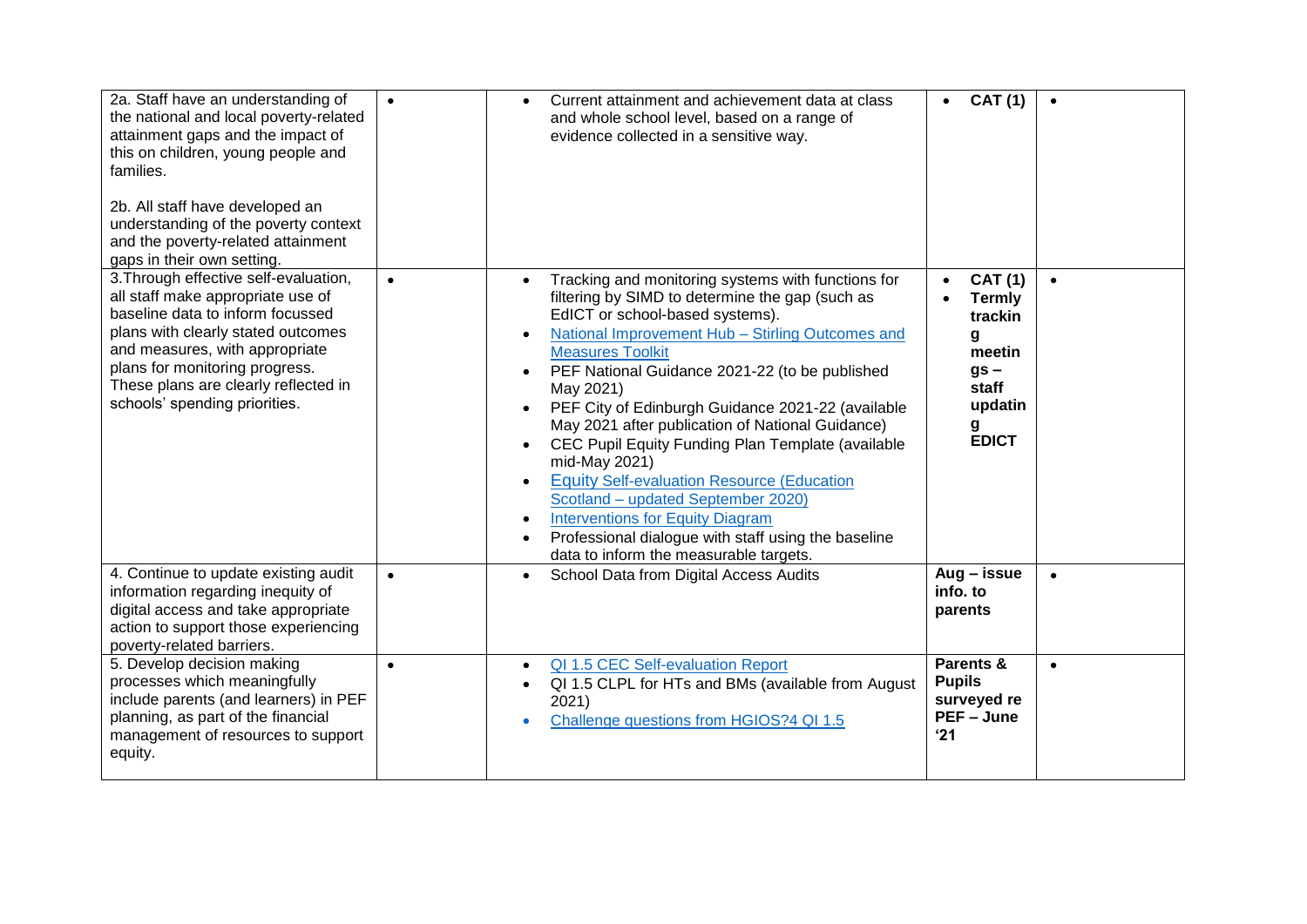| | | | | |
|---|---|---|---|---|
| 2a. Staff have an understanding of the national and local poverty-related attainment gaps and the impact of this on children, young people and families.<br><br>2b. All staff have developed an understanding of the poverty context and the poverty-related attainment gaps in their own setting. | • | • Current attainment and achievement data at class and whole school level, based on a range of evidence collected in a sensitive way. | • **CAT (1)** | • |
| 3. Through effective self-evaluation, all staff make appropriate use of baseline data to inform focussed plans with clearly stated outcomes and measures, with appropriate plans for monitoring progress. These plans are clearly reflected in schools' spending priorities. | • | • Tracking and monitoring systems with functions for filtering by SIMD to determine the gap (such as EdICT or school-based systems).<br>• National Improvement Hub – Stirling Outcomes and Measures Toolkit<br>• PEF National Guidance 2021-22 (to be published May 2021)<br>• PEF City of Edinburgh Guidance 2021-22 (available May 2021 after publication of National Guidance)<br>• CEC Pupil Equity Funding Plan Template (available mid-May 2021)<br>• Equity Self-evaluation Resource (Education Scotland – updated September 2020)<br>• Interventions for Equity Diagram<br>• Professional dialogue with staff using the baseline data to inform the measurable targets. | • **CAT (1)**<br>• **Termly tracking meetings – staff updating EDICT** | • |
| 4. Continue to update existing audit information regarding inequity of digital access and take appropriate action to support those experiencing poverty-related barriers. | • | • School Data from Digital Access Audits | **Aug – issue info. to parents** | • |
| 5. Develop decision making processes which meaningfully include parents (and learners) in PEF planning, as part of the financial management of resources to support equity. | • | • QI 1.5 CEC Self-evaluation Report<br>• QI 1.5 CLPL for HTs and BMs (available from August 2021)<br>• Challenge questions from HGIOS?4 QI 1.5 | **Parents & Pupils surveyed re PEF – June '21** | • |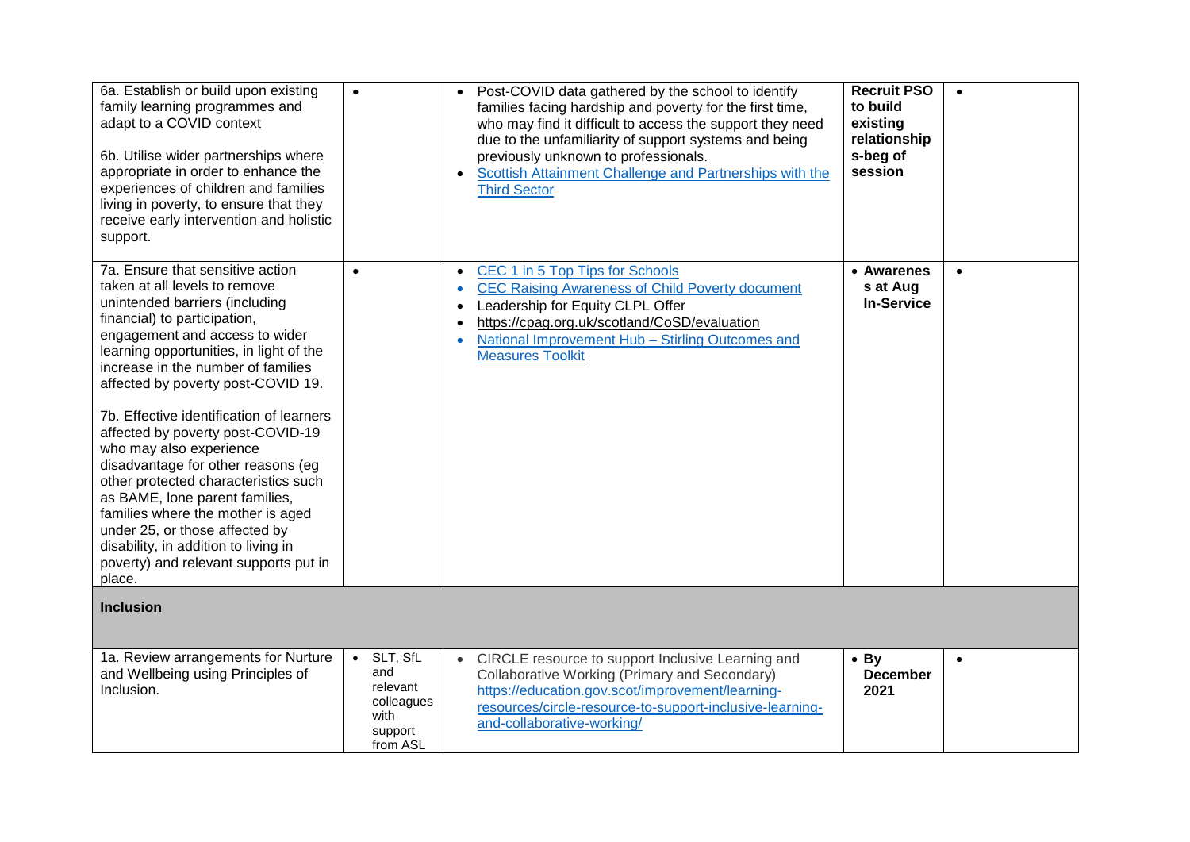| | | | | |
|---|---|---|---|---|
| 6a. Establish or build upon existing family learning programmes and adapt to a COVID context<br><br>6b. Utilise wider partnerships where appropriate in order to enhance the experiences of children and families living in poverty, to ensure that they receive early intervention and holistic support. | • | • Post-COVID data gathered by the school to identify families facing hardship and poverty for the first time, who may find it difficult to access the support they need due to the unfamiliarity of support systems and being previously unknown to professionals.<br>• Scottish Attainment Challenge and Partnerships with the Third Sector | **Recruit PSO to build existing relationships-beg of session** | • |
| 7a. Ensure that sensitive action taken at all levels to remove unintended barriers (including financial) to participation, engagement and access to wider learning opportunities, in light of the increase in the number of families affected by poverty post-COVID 19.<br><br>7b. Effective identification of learners affected by poverty post-COVID-19 who may also experience disadvantage for other reasons (eg other protected characteristics such as BAME, lone parent families, families where the mother is aged under 25, or those affected by disability, in addition to living in poverty) and relevant supports put in place. | • | • CEC 1 in 5 Top Tips for Schools<br>• CEC Raising Awareness of Child Poverty document<br>• Leadership for Equity CLPL Offer<br>• https://cpag.org.uk/scotland/CoSD/evaluation<br>• National Improvement Hub – Stirling Outcomes and Measures Toolkit | • **Awareness at Aug In-Service** | • |
| **Inclusion** | | | | |
| 1a. Review arrangements for Nurture and Wellbeing using Principles of Inclusion. | • SLT, SfL and relevant colleagues with support from ASL | • CIRCLE resource to support Inclusive Learning and Collaborative Working (Primary and Secondary) https://education.gov.scot/improvement/learning-resources/circle-resource-to-support-inclusive-learning-and-collaborative-working/ | • **By December 2021** | • |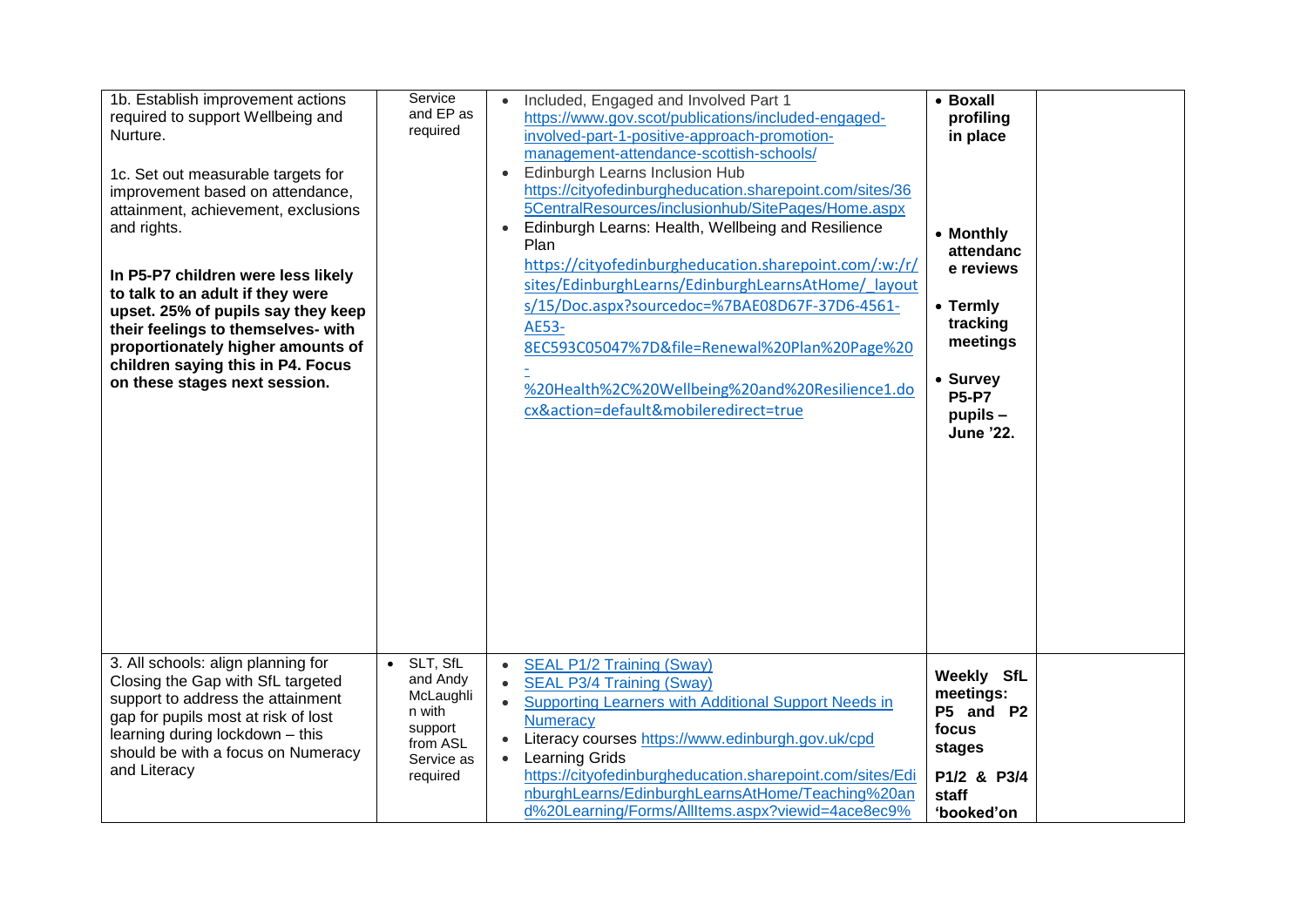| | | | | |
|---|---|---|---|---|
| 1b. Establish improvement actions required to support Wellbeing and Nurture.<br><br>1c. Set out measurable targets for improvement based on attendance, attainment, achievement, exclusions and rights.<br><br>**In P5-P7 children were less likely to talk to an adult if they were upset. 25% of pupils say they keep their feelings to themselves- with proportionately higher amounts of children saying this in P4. Focus on these stages next session.** | Service and EP as required | • Included, Engaged and Involved Part 1 https://www.gov.scot/publications/included-engaged-involved-part-1-positive-approach-promotion-management-attendance-scottish-schools/<br>• Edinburgh Learns Inclusion Hub https://cityofedinburgheducation.sharepoint.com/sites/365CentralResources/inclusionhub/SitePages/Home.aspx<br>• Edinburgh Learns: Health, Wellbeing and Resilience Plan https://cityofedinburgheducation.sharepoint.com/:w:/r/sites/EdinburghLearns/EdinburghLearnsAtHome/_layouts/15/Doc.aspx?sourcedoc=%7BAE08D67F-37D6-4561-AE53-8EC593C05047%7D&file=Renewal%20Plan%20Page%20-%20Health%2C%20Wellbeing%20and%20Resilience1.docx&action=default&mobileredirect=true | • **Boxall profiling in place**<br><br>• **Monthly attendance reviews**<br><br>• **Termly tracking meetings**<br><br>• **Survey P5-P7 pupils – June '22.** | |
| 3. All schools: align planning for Closing the Gap with SfL targeted support to address the attainment gap for pupils most at risk of lost learning during lockdown – this should be with a focus on Numeracy and Literacy | • SLT, SfL and Andy McLaughlin with support from ASL Service as required | • SEAL P1/2 Training (Sway)<br>• SEAL P3/4 Training (Sway)<br>• Supporting Learners with Additional Support Needs in Numeracy<br>• Literacy courses https://www.edinburgh.gov.uk/cpd<br>• Learning Grids https://cityofedinburgheducation.sharepoint.com/sites/EdinburghLearns/EdinburghLearnsAtHome/Teaching%20and%20Learning/Forms/AllItems.aspx?viewid=4ace8ec9% | **Weekly SfL meetings: P5 and P2 focus stages**<br><br>**P1/2 & P3/4 staff 'booked'on** | |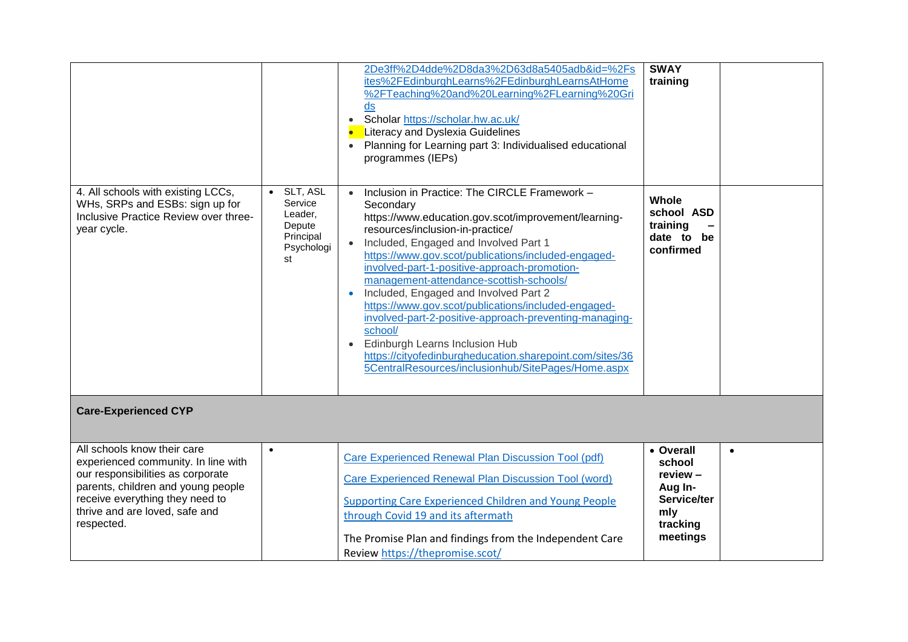| | | | | |
|---|---|---|---|---|
| | | 2De3ff%2D4dde%2D8da3%2D63d8a5405adb&id=%2Fsites%2FEdinburghLearns%2FEdinburghLearnsAtHome%2FTeaching%20and%20Learning%2FLearning%20Grids<br>• Scholar https://scholar.hw.ac.uk/<br>• Literacy and Dyslexia Guidelines<br>• Planning for Learning part 3: Individualised educational programmes (IEPs) | **SWAY training** | |
| 4. All schools with existing LCCs, WHs, SRPs and ESBs: sign up for Inclusive Practice Review over three-year cycle. | • SLT, ASL Service Leader, Depute Principal Psychologist | • Inclusion in Practice: The CIRCLE Framework – Secondary https://www.education.gov.scot/improvement/learning-resources/inclusion-in-practice/<br>• Included, Engaged and Involved Part 1 https://www.gov.scot/publications/included-engaged-involved-part-1-positive-approach-promotion-management-attendance-scottish-schools/<br>• Included, Engaged and Involved Part 2 https://www.gov.scot/publications/included-engaged-involved-part-2-positive-approach-preventing-managing-school/<br>• Edinburgh Learns Inclusion Hub https://cityofedinburgheducation.sharepoint.com/sites/365CentralResources/inclusionhub/SitePages/Home.aspx | **Whole school ASD training – date to be confirmed** | |
| **Care-Experienced CYP** | | | | |
| All schools know their care experienced community. In line with our responsibilities as corporate parents, children and young people receive everything they need to thrive and are loved, safe and respected. | • | Care Experienced Renewal Plan Discussion Tool (pdf)<br><br>Care Experienced Renewal Plan Discussion Tool (word)<br><br>Supporting Care Experienced Children and Young People through Covid 19 and its aftermath<br><br>The Promise Plan and findings from the Independent Care Review https://thepromise.scot/ | • **Overall school review – Aug In-Service/termly tracking meetings** | • |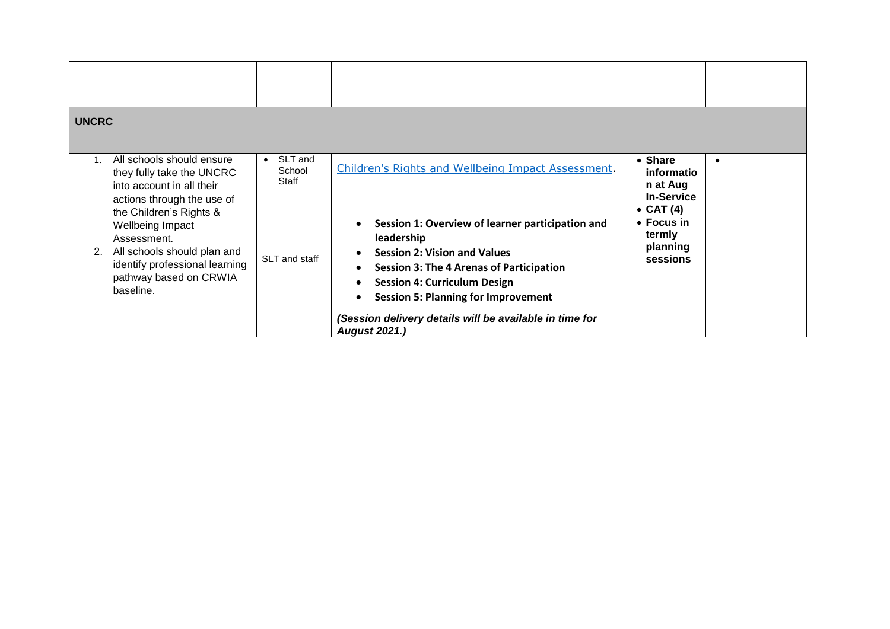| | | | | |
|---|---|---|---|---|
| **UNCRC** | | | | |
| 1. All schools should ensure they fully take the UNCRC into account in all their actions through the use of the Children's Rights & Wellbeing Impact Assessment.<br>2. All schools should plan and identify professional learning pathway based on CRWIA baseline. | • SLT and School Staff<br><br>SLT and staff | Children's Rights and Wellbeing Impact Assessment.<br><br>• **Session 1: Overview of learner participation and leadership**<br>• **Session 2: Vision and Values**<br>• **Session 3: The 4 Arenas of Participation**<br>• **Session 4: Curriculum Design**<br>• **Session 5: Planning for Improvement**<br><br>***(Session delivery details will be available in time for August 2021.)*** | • **Share information at Aug In-Service**<br>• **CAT (4)**<br>• **Focus in termly planning sessions** | • |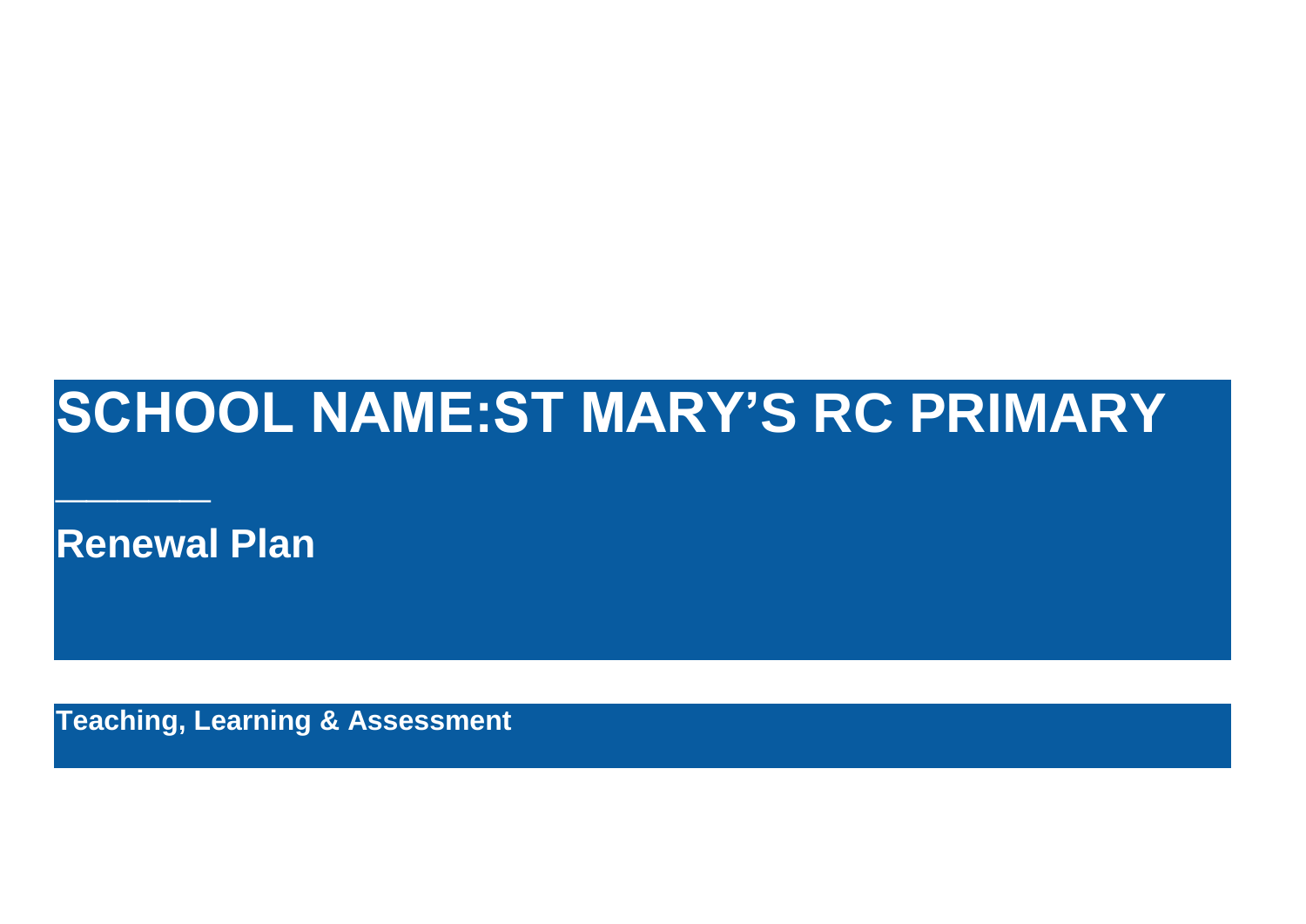# SCHOOL NAME:ST MARY'S RC PRIMARY

________

## Renewal Plan

**Teaching, Learning & Assessment**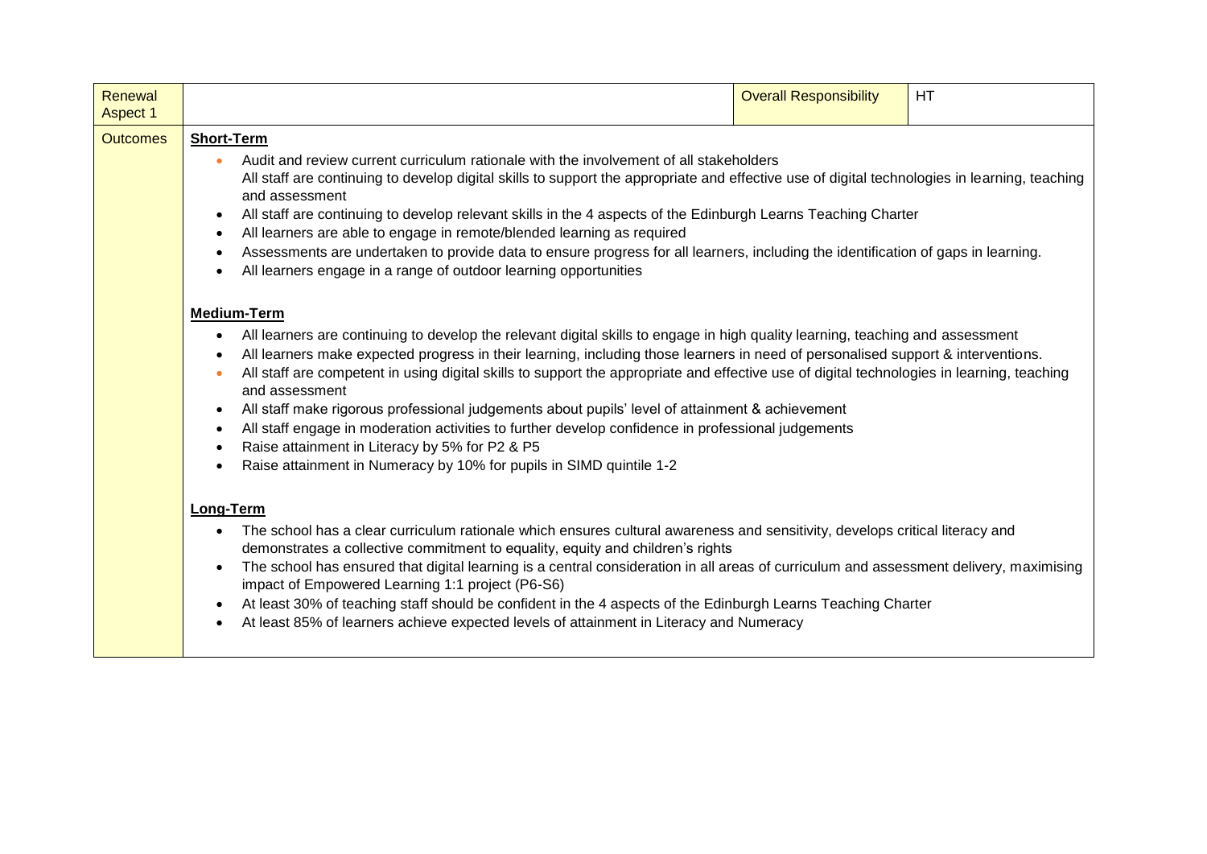| Renewal Aspect 1 | | Overall Responsibility | HT |
|---|---|---|---|
| Outcomes | **Short-Term**<br>• Audit and review current curriculum rationale with the involvement of all stakeholders<br>All staff are continuing to develop digital skills to support the appropriate and effective use of digital technologies in learning, teaching and assessment<br>• All staff are continuing to develop relevant skills in the 4 aspects of the Edinburgh Learns Teaching Charter<br>• All learners are able to engage in remote/blended learning as required<br>• Assessments are undertaken to provide data to ensure progress for all learners, including the identification of gaps in learning.<br>• All learners engage in a range of outdoor learning opportunities<br><br>**Medium-Term**<br>• All learners are continuing to develop the relevant digital skills to engage in high quality learning, teaching and assessment<br>• All learners make expected progress in their learning, including those learners in need of personalised support & interventions.<br>• All staff are competent in using digital skills to support the appropriate and effective use of digital technologies in learning, teaching and assessment<br>• All staff make rigorous professional judgements about pupils' level of attainment & achievement<br>• All staff engage in moderation activities to further develop confidence in professional judgements<br>• Raise attainment in Literacy by 5% for P2 & P5<br>• Raise attainment in Numeracy by 10% for pupils in SIMD quintile 1-2<br><br>**Long-Term**<br>• The school has a clear curriculum rationale which ensures cultural awareness and sensitivity, develops critical literacy and demonstrates a collective commitment to equality, equity and children's rights<br>• The school has ensured that digital learning is a central consideration in all areas of curriculum and assessment delivery, maximising impact of Empowered Learning 1:1 project (P6-S6)<br>• At least 30% of teaching staff should be confident in the 4 aspects of the Edinburgh Learns Teaching Charter<br>• At least 85% of learners achieve expected levels of attainment in Literacy and Numeracy | | |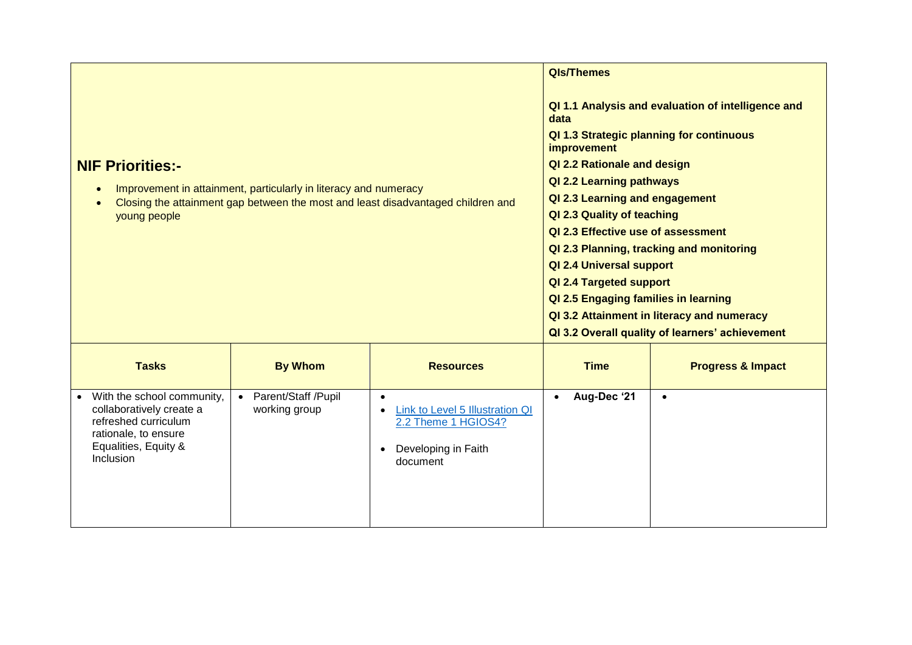| **NIF Priorities:-**<br><br>- Improvement in attainment, particularly in literacy and numeracy<br>- Closing the attainment gap between the most and least disadvantaged children and young people | | | **QIs/Themes**<br><br>**QI 1.1 Analysis and evaluation of intelligence and data**<br>**QI 1.3 Strategic planning for continuous improvement**<br>**QI 2.2 Rationale and design**<br>**QI 2.2 Learning pathways**<br>**QI 2.3 Learning and engagement**<br>**QI 2.3 Quality of teaching**<br>**QI 2.3 Effective use of assessment**<br>**QI 2.3 Planning, tracking and monitoring**<br>**QI 2.4 Universal support**<br>**QI 2.4 Targeted support**<br>**QI 2.5 Engaging families in learning**<br>**QI 3.2 Attainment in literacy and numeracy**<br>**QI 3.2 Overall quality of learners' achievement** | |
|---|---|---|---|---|
| **Tasks** | **By Whom** | **Resources** | **Time** | **Progress & Impact** |
| - With the school community, collaboratively create a refreshed curriculum rationale, to ensure Equalities, Equity & Inclusion | - Parent/Staff /Pupil working group | - <br>- Link to Level 5 Illustration QI 2.2 Theme 1 HGIOS4?<br>- Developing in Faith document | - **Aug-Dec '21** | - |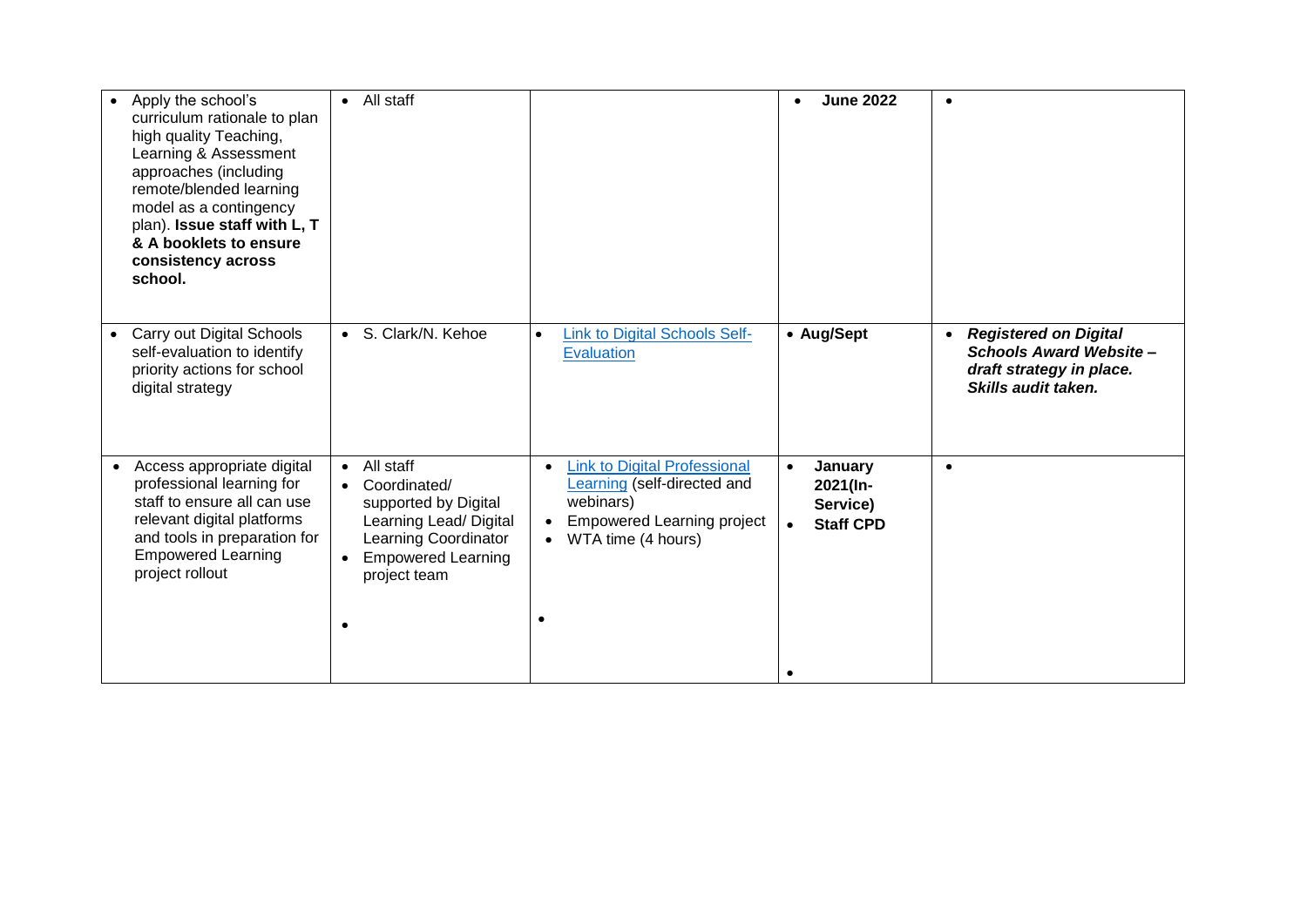| | | | | |
|---|---|---|---|---|
| • Apply the school's curriculum rationale to plan high quality Teaching, Learning & Assessment approaches (including remote/blended learning model as a contingency plan). **Issue staff with L, T & A booklets to ensure consistency across school.** | • All staff | | • **June 2022** | • |
| • Carry out Digital Schools self-evaluation to identify priority actions for school digital strategy | • S. Clark/N. Kehoe | • Link to Digital Schools Self-Evaluation | • **Aug/Sept** | • ***Registered on Digital Schools Award Website – draft strategy in place. Skills audit taken.*** |
| • Access appropriate digital professional learning for staff to ensure all can use relevant digital platforms and tools in preparation for Empowered Learning project rollout | • All staff<br>• Coordinated/ supported by Digital Learning Lead/ Digital Learning Coordinator<br>• Empowered Learning project team<br>• | • Link to Digital Professional Learning (self-directed and webinars)<br>• Empowered Learning project<br>• WTA time (4 hours)<br>• | • **January 2021(In-Service)**<br>• **Staff CPD**<br>• | • |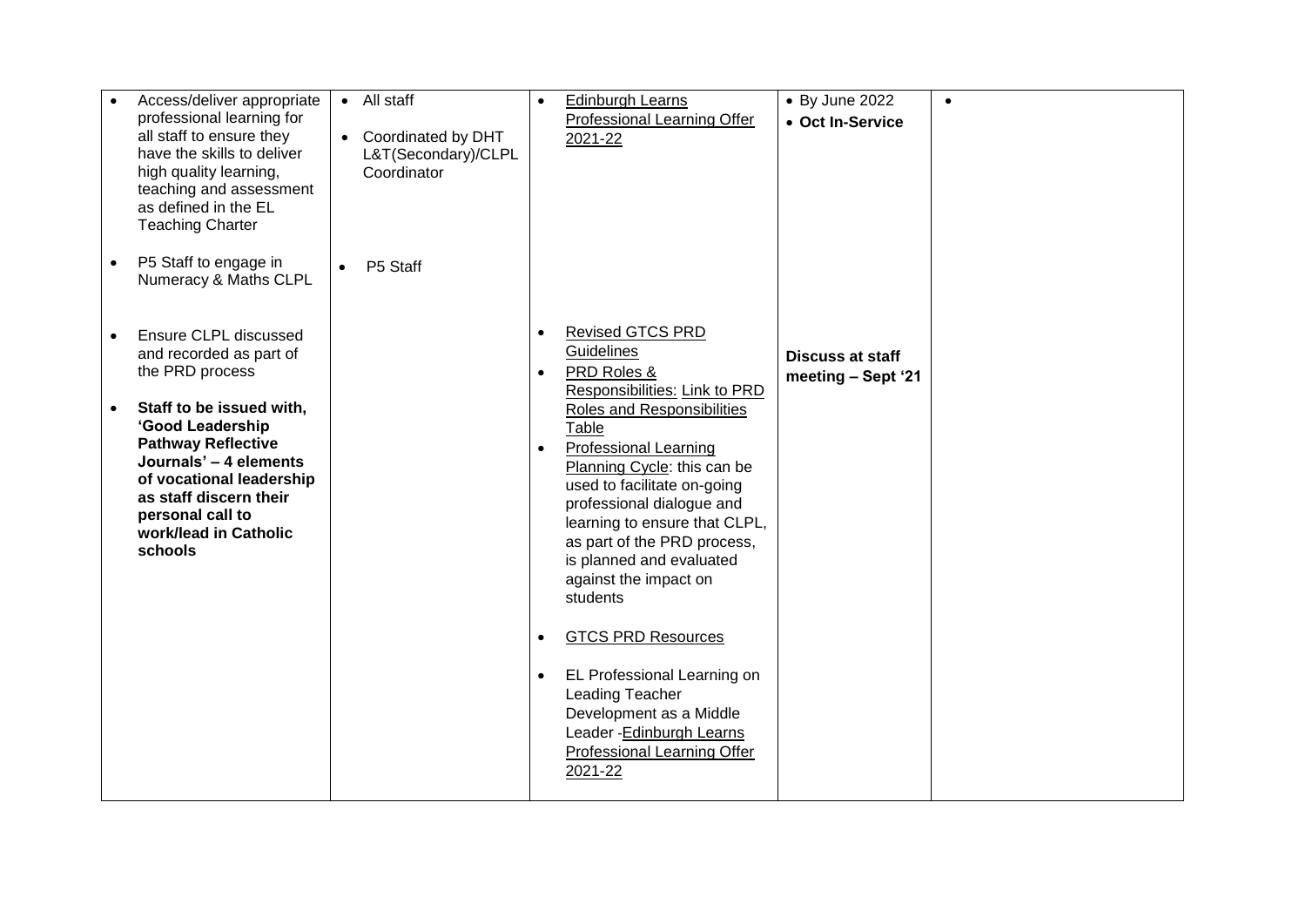| | | | | |
|---|---|---|---|---|
| • Access/deliver appropriate professional learning for all staff to ensure they have the skills to deliver high quality learning, teaching and assessment as defined in the EL Teaching Charter<br><br>• P5 Staff to engage in Numeracy & Maths CLPL<br><br>• Ensure CLPL discussed and recorded as part of the PRD process<br><br>• **Staff to be issued with, 'Good Leadership Pathway Reflective Journals' – 4 elements of vocational leadership as staff discern their personal call to work/lead in Catholic schools** | • All staff<br><br>• Coordinated by DHT L&T(Secondary)/CLPL Coordinator<br><br>• P5 Staff | • Edinburgh Learns Professional Learning Offer 2021-22<br><br>• Revised GTCS PRD Guidelines<br>• PRD Roles & Responsibilities: Link to PRD Roles and Responsibilities Table<br>• Professional Learning Planning Cycle: this can be used to facilitate on-going professional dialogue and learning to ensure that CLPL, as part of the PRD process, is planned and evaluated against the impact on students<br><br>• GTCS PRD Resources<br><br>• EL Professional Learning on Leading Teacher Development as a Middle Leader -Edinburgh Learns Professional Learning Offer 2021-22 | • By June 2022<br>• **Oct In-Service**<br><br>**Discuss at staff meeting – Sept '21** | • |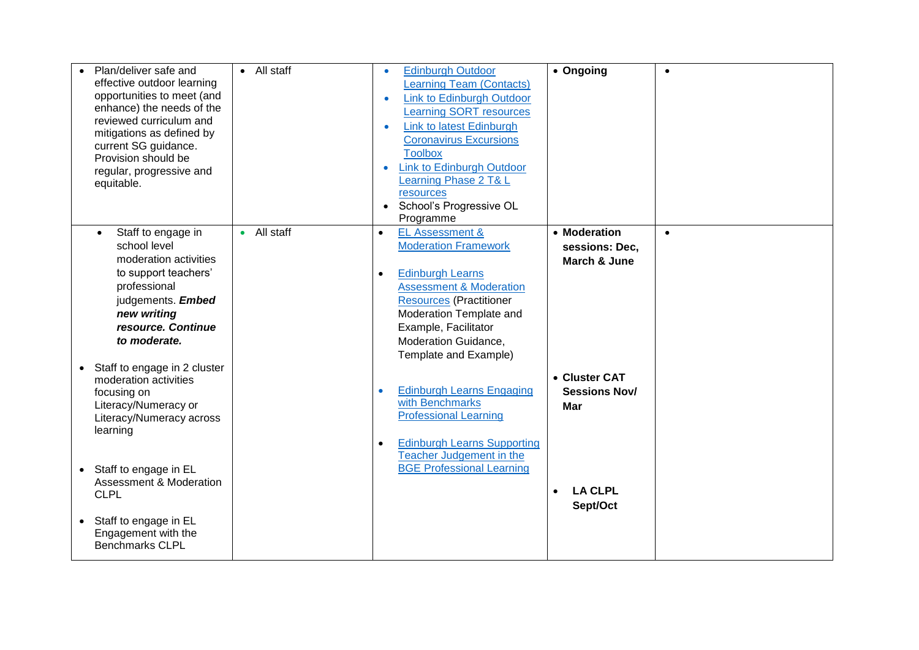| | | | | |
|---|---|---|---|---|
| • Plan/deliver safe and effective outdoor learning opportunities to meet (and enhance) the needs of the reviewed curriculum and mitigations as defined by current SG guidance. Provision should be regular, progressive and equitable. | • All staff | • Edinburgh Outdoor Learning Team (Contacts)<br>• Link to Edinburgh Outdoor Learning SORT resources<br>• Link to latest Edinburgh Coronavirus Excursions Toolbox<br>• Link to Edinburgh Outdoor Learning Phase 2 T& L resources<br>• School's Progressive OL Programme | • **Ongoing** | • |
| • Staff to engage in school level moderation activities to support teachers' professional judgements. ***Embed new writing resource. Continue to moderate.***<br><br>• Staff to engage in 2 cluster moderation activities focusing on Literacy/Numeracy or Literacy/Numeracy across learning<br><br>• Staff to engage in EL Assessment & Moderation CLPL<br><br>• Staff to engage in EL Engagement with the Benchmarks CLPL | • All staff | • EL Assessment & Moderation Framework<br><br>• Edinburgh Learns Assessment & Moderation Resources (Practitioner Moderation Template and Example, Facilitator Moderation Guidance, Template and Example)<br><br>• Edinburgh Learns Engaging with Benchmarks Professional Learning<br><br>• Edinburgh Learns Supporting Teacher Judgement in the BGE Professional Learning | • **Moderation sessions: Dec, March & June**<br><br>• **Cluster CAT Sessions Nov/ Mar**<br><br>• **LA CLPL Sept/Oct** | • |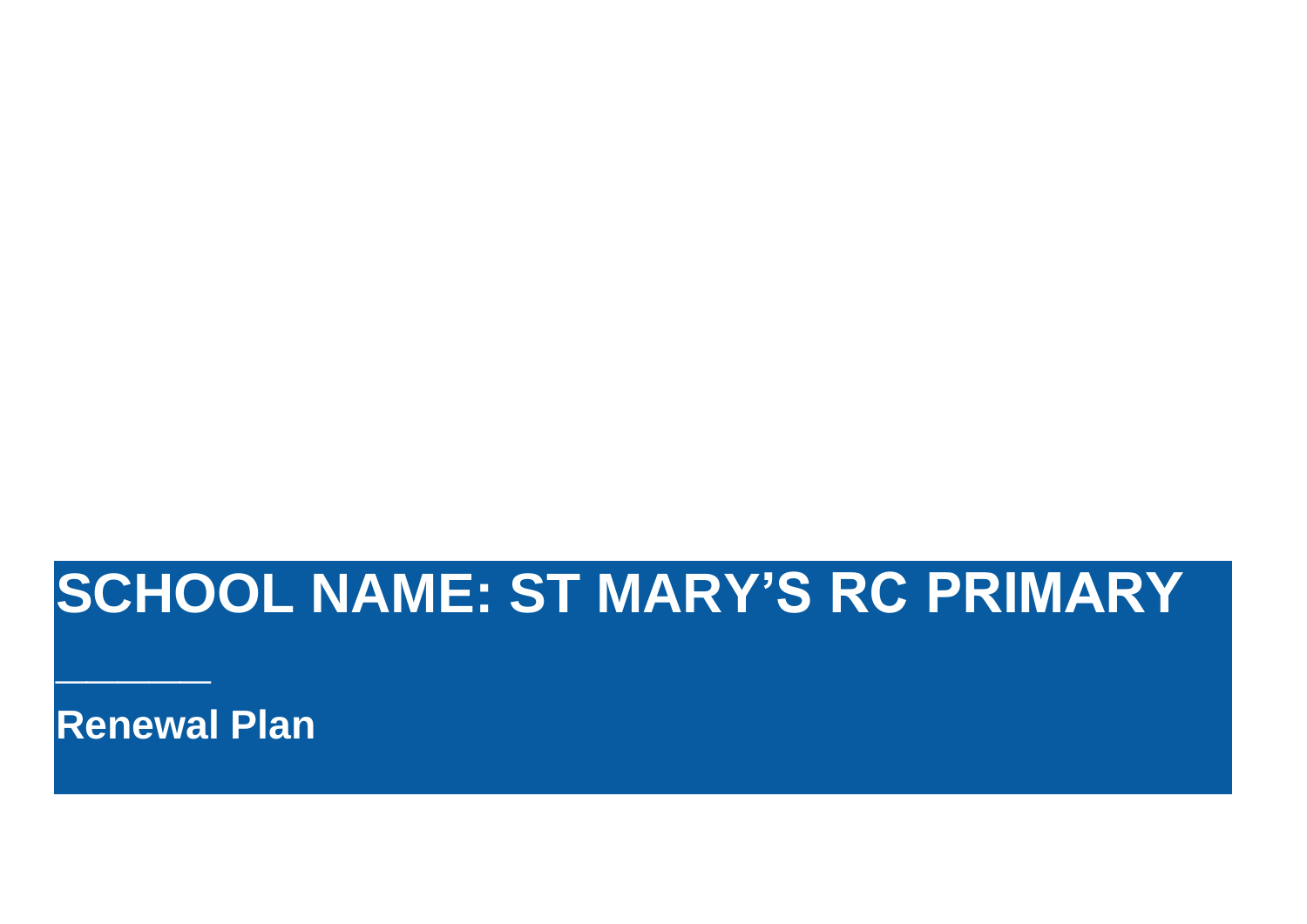# SCHOOL NAME: ST MARY’S RC PRIMARY

________

**Renewal Plan**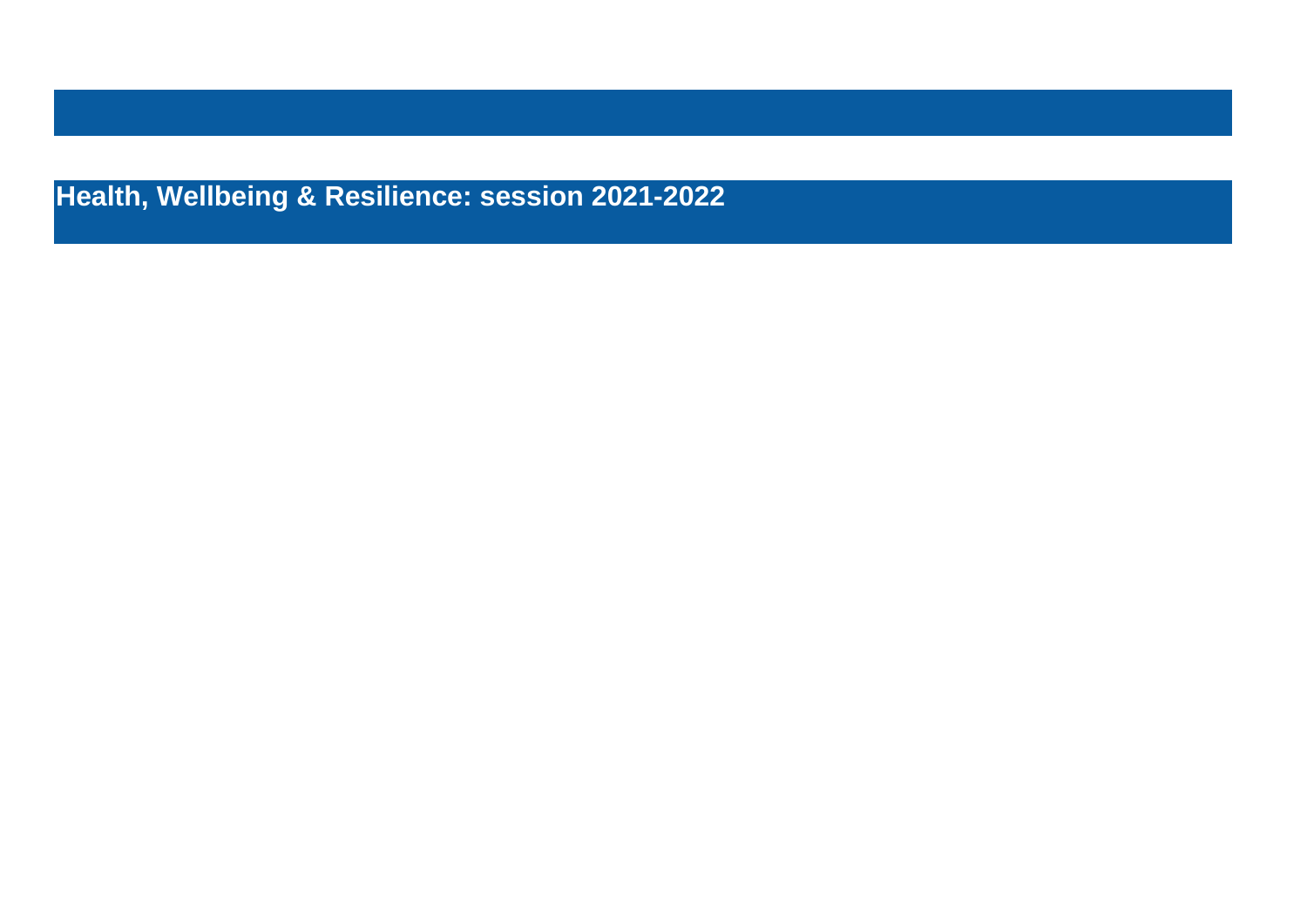# Health, Wellbeing & Resilience: session 2021-2022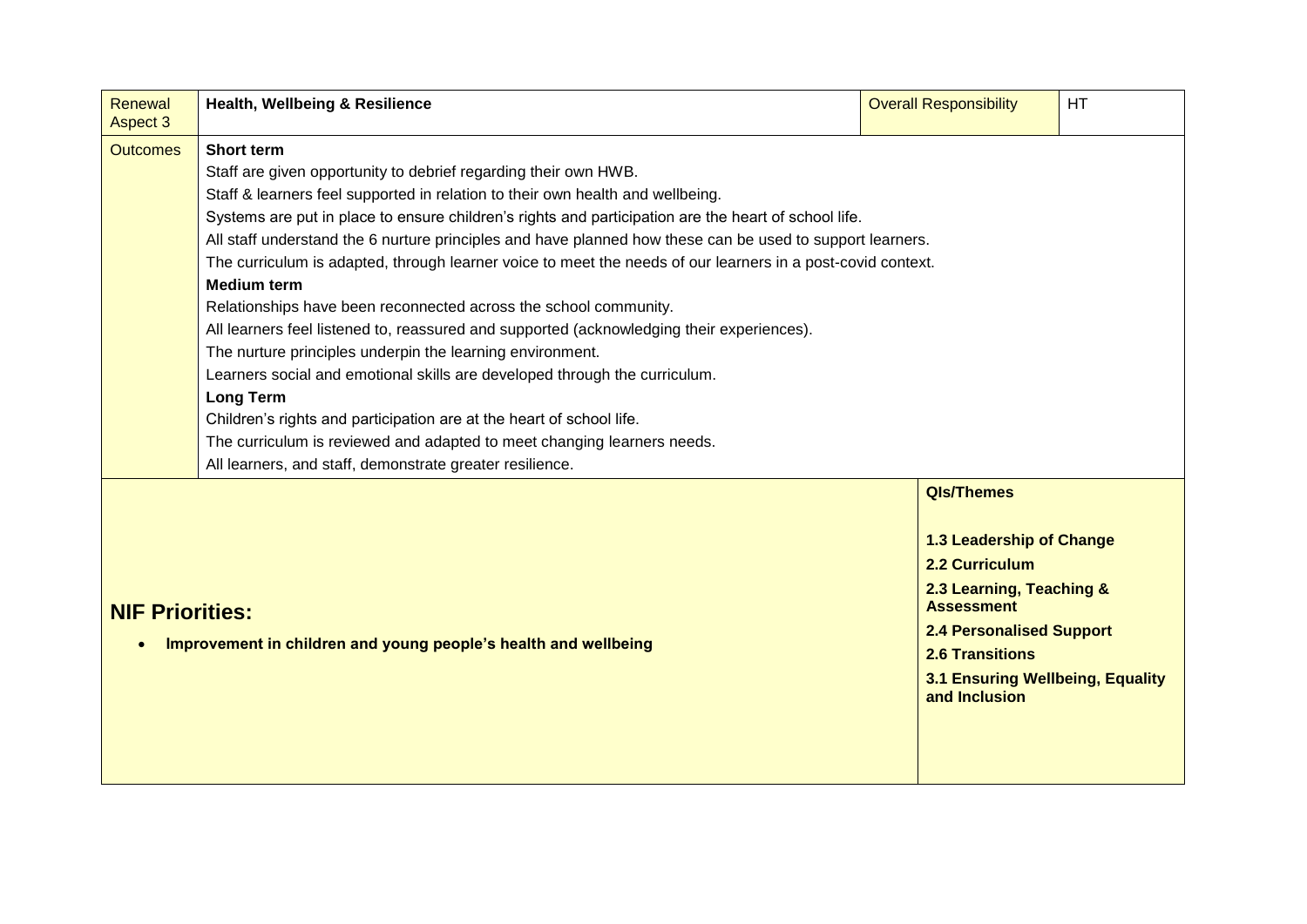| Renewal Aspect 3 | **Health, Wellbeing & Resilience** | Overall Responsibility | HT |
|---|---|---|---|
| Outcomes | **Short term**<br>Staff are given opportunity to debrief regarding their own HWB.<br>Staff & learners feel supported in relation to their own health and wellbeing.<br>Systems are put in place to ensure children's rights and participation are the heart of school life.<br>All staff understand the 6 nurture principles and have planned how these can be used to support learners.<br>The curriculum is adapted, through learner voice to meet the needs of our learners in a post-covid context.<br>**Medium term**<br>Relationships have been reconnected across the school community.<br>All learners feel listened to, reassured and supported (acknowledging their experiences).<br>The nurture principles underpin the learning environment.<br>Learners social and emotional skills are developed through the curriculum.<br>**Long Term**<br>Children's rights and participation are at the heart of school life.<br>The curriculum is reviewed and adapted to meet changing learners needs.<br>All learners, and staff, demonstrate greater resilience. | | |
| **NIF Priorities:**<br>• **Improvement in children and young people's health and wellbeing** | | **QIs/Themes**<br>**1.3 Leadership of Change**<br>**2.2 Curriculum**<br>**2.3 Learning, Teaching & Assessment**<br>**2.4 Personalised Support**<br>**2.6 Transitions**<br>**3.1 Ensuring Wellbeing, Equality and Inclusion** | |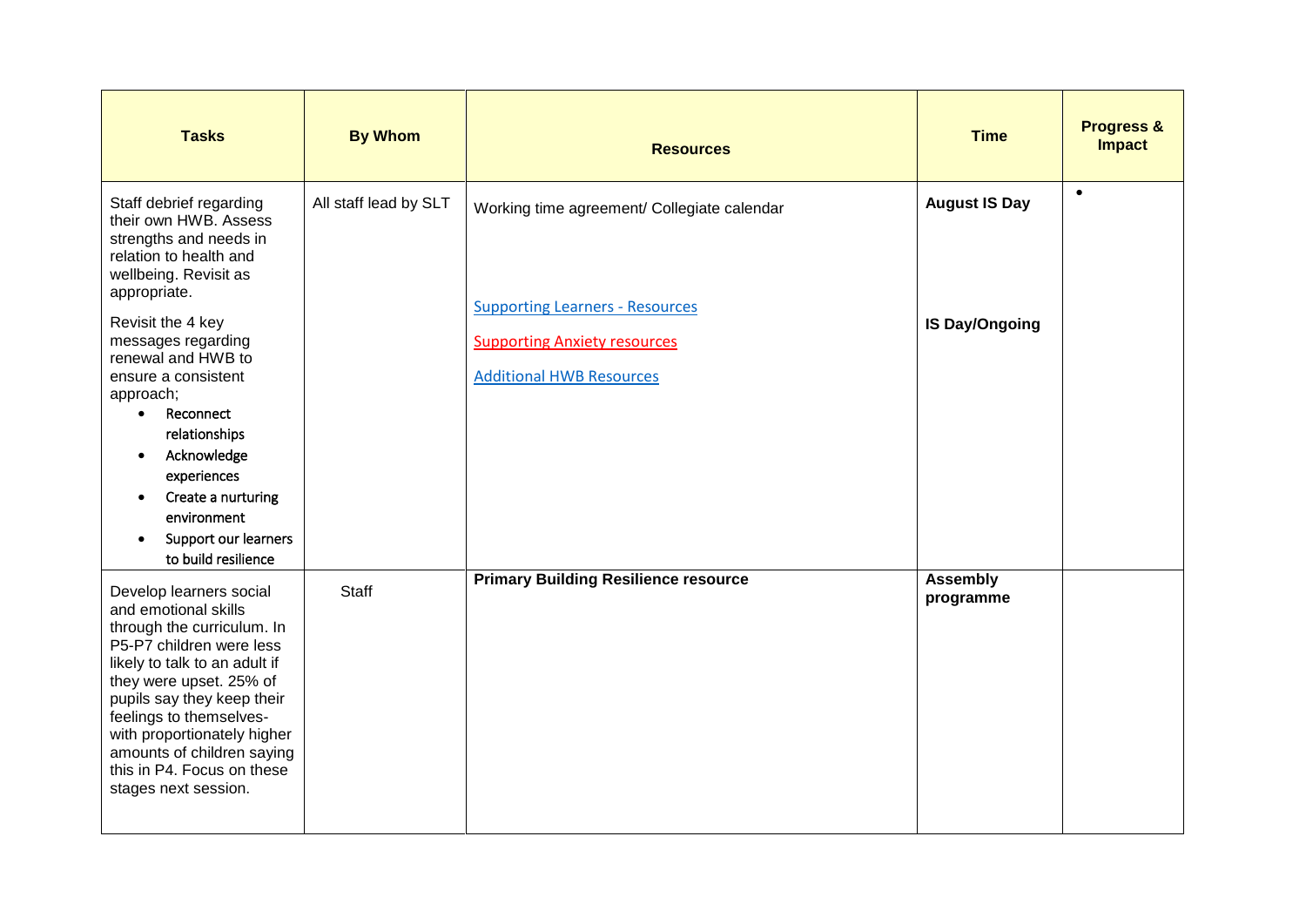| Tasks | By Whom | Resources | Time | Progress & Impact |
|---|---|---|---|---|
| Staff debrief regarding their own HWB. Assess strengths and needs in relation to health and wellbeing. Revisit as appropriate.<br><br>Revisit the 4 key messages regarding renewal and HWB to ensure a consistent approach;<br>• Reconnect relationships<br>• Acknowledge experiences<br>• Create a nurturing environment<br>• Support our learners to build resilience | All staff lead by SLT | Working time agreement/ Collegiate calendar<br><br>Supporting Learners - Resources<br>Supporting Anxiety resources<br>Additional HWB Resources | **August IS Day**<br><br>**IS Day/Ongoing** | • |
| Develop learners social and emotional skills through the curriculum. In P5-P7 children were less likely to talk to an adult if they were upset. 25% of pupils say they keep their feelings to themselves- with proportionately higher amounts of children saying this in P4. Focus on these stages next session. | Staff | **Primary Building Resilience resource** | **Assembly programme** | |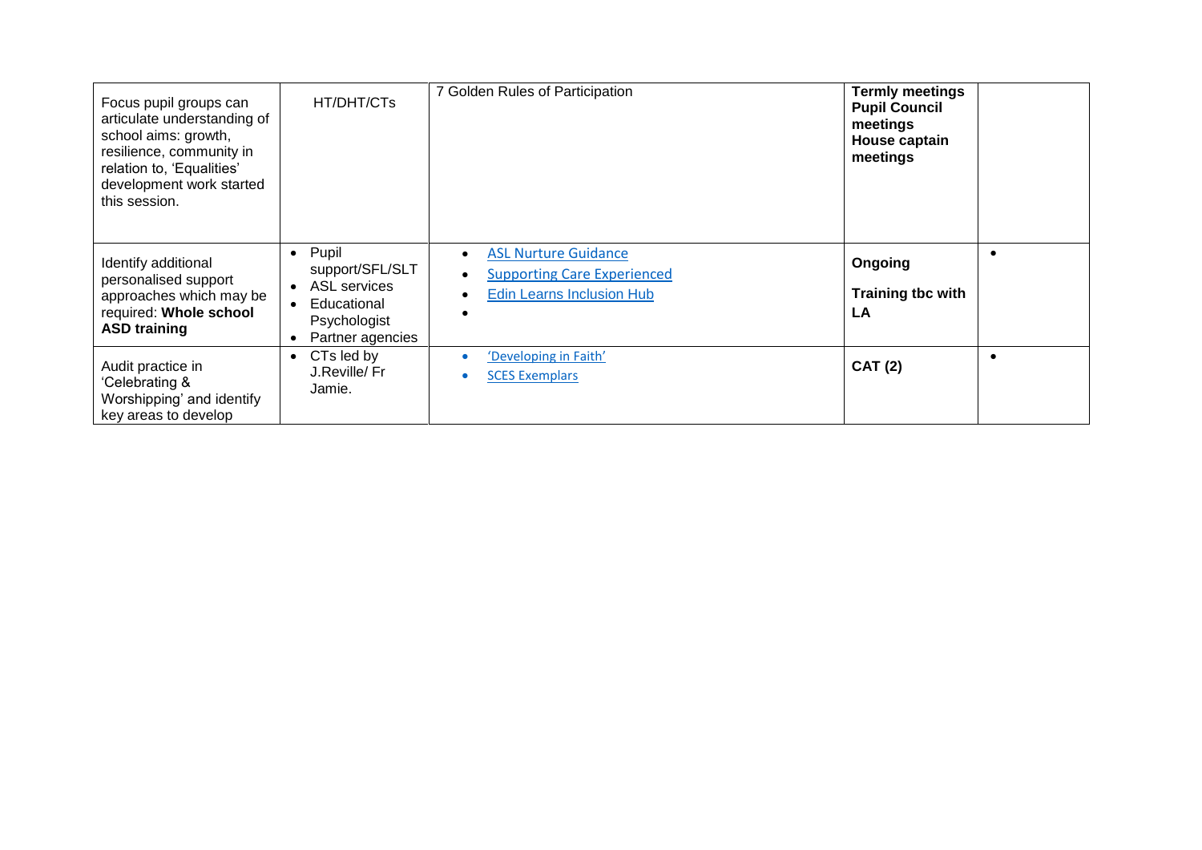| | | | | |
|---|---|---|---|---|
| Focus pupil groups can articulate understanding of school aims: growth, resilience, community in relation to, 'Equalities' development work started this session. | HT/DHT/CTs | 7 Golden Rules of Participation | **Termly meetings Pupil Council meetings House captain meetings** | |
| Identify additional personalised support approaches which may be required: **Whole school ASD training** | • Pupil support/SFL/SLT<br>• ASL services<br>• Educational Psychologist<br>• Partner agencies | • ASL Nurture Guidance<br>• Supporting Care Experienced<br>• Edin Learns Inclusion Hub<br>• | **Ongoing**<br><br>**Training tbc with LA** | • |
| Audit practice in 'Celebrating & Worshipping' and identify key areas to develop | • CTs led by J.Reville/ Fr Jamie. | • 'Developing in Faith'<br>• SCES Exemplars | **CAT (2)** | • |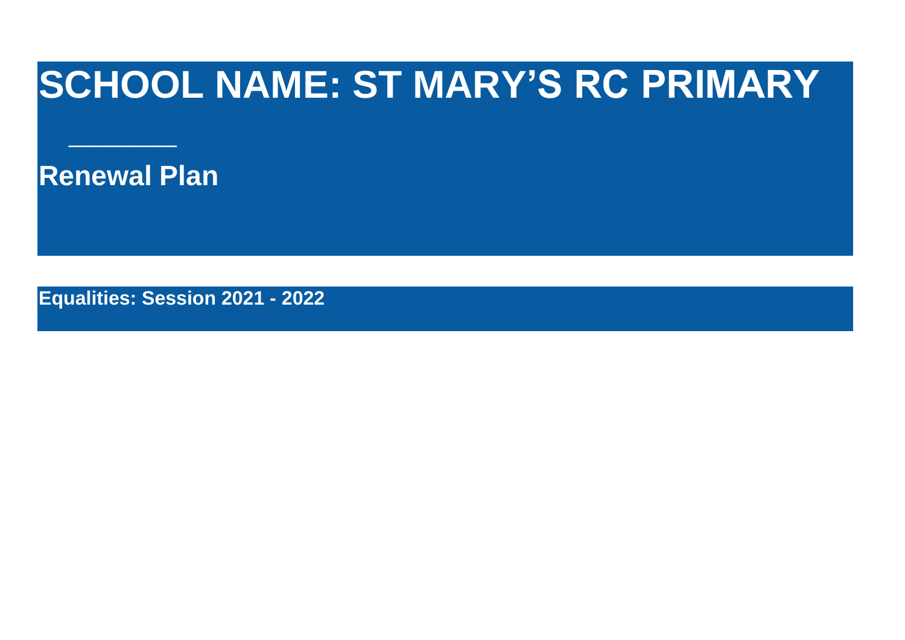# SCHOOL NAME: ST MARY'S RC PRIMARY

________

## Renewal Plan

**Equalities: Session 2021 - 2022**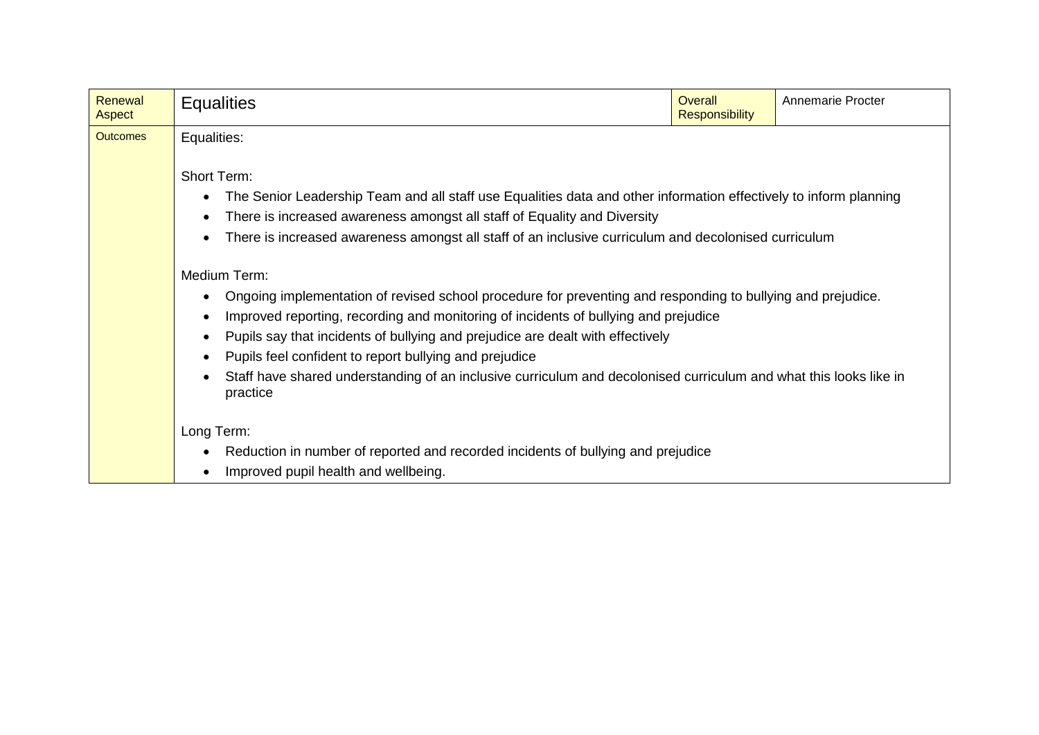| Renewal Aspect | Equalities | Overall Responsibility | Annemarie Procter |
| --- | --- | --- | --- |
| Outcomes | Equalities:<br><br>Short Term:<br>• The Senior Leadership Team and all staff use Equalities data and other information effectively to inform planning<br>• There is increased awareness amongst all staff of Equality and Diversity<br>• There is increased awareness amongst all staff of an inclusive curriculum and decolonised curriculum<br><br>Medium Term:<br>• Ongoing implementation of revised school procedure for preventing and responding to bullying and prejudice.<br>• Improved reporting, recording and monitoring of incidents of bullying and prejudice<br>• Pupils say that incidents of bullying and prejudice are dealt with effectively<br>• Pupils feel confident to report bullying and prejudice<br>• Staff have shared understanding of an inclusive curriculum and decolonised curriculum and what this looks like in practice<br><br>Long Term:<br>• Reduction in number of reported and recorded incidents of bullying and prejudice<br>• Improved pupil health and wellbeing. | | |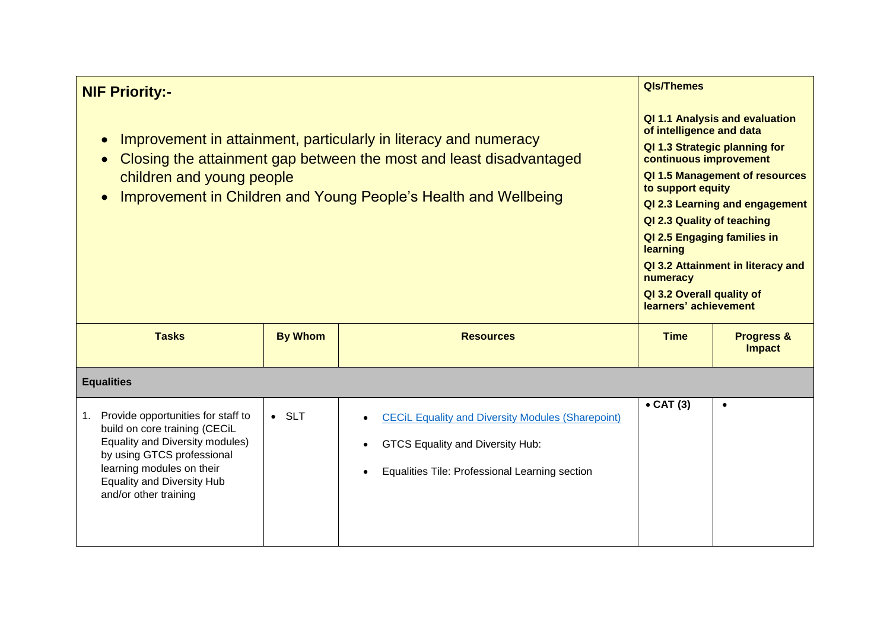| NIF Priority:-<br><br>• Improvement in attainment, particularly in literacy and numeracy<br>• Closing the attainment gap between the most and least disadvantaged children and young people<br>• Improvement in Children and Young People's Health and Wellbeing | | | QIs/Themes<br><br>QI 1.1 Analysis and evaluation of intelligence and data<br>QI 1.3 Strategic planning for continuous improvement<br>QI 1.5 Management of resources to support equity<br>QI 2.3 Learning and engagement<br>QI 2.3 Quality of teaching<br>QI 2.5 Engaging families in learning<br>QI 3.2 Attainment in literacy and numeracy<br>QI 3.2 Overall quality of learners' achievement | |
|---|---|---|---|---|
| **Tasks** | **By Whom** | **Resources** | **Time** | **Progress & Impact** |
| **Equalities** | | | | |
| 1. Provide opportunities for staff to build on core training (CECiL Equality and Diversity modules) by using GTCS professional learning modules on their Equality and Diversity Hub and/or other training | • SLT | • CECiL Equality and Diversity Modules (Sharepoint)<br>• GTCS Equality and Diversity Hub:<br>• Equalities Tile: Professional Learning section | • CAT (3) | • |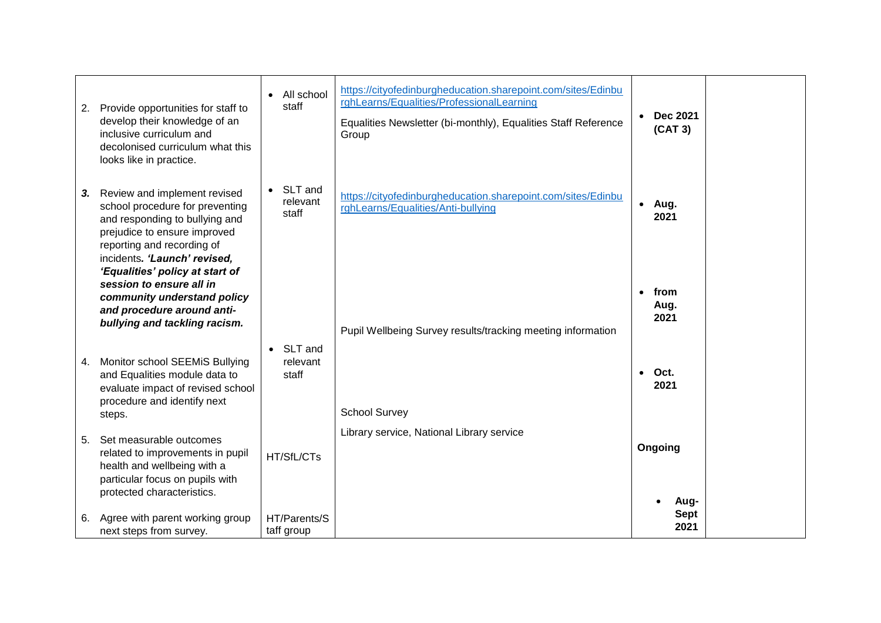| | | | | |
|---|---|---|---|---|
| 2. Provide opportunities for staff to develop their knowledge of an inclusive curriculum and decolonised curriculum what this looks like in practice. | • All school staff | https://cityofedinburgheducation.sharepoint.com/sites/EdinburghLearns/Equalities/ProfessionalLearning<br><br>Equalities Newsletter (bi-monthly), Equalities Staff Reference Group | • **Dec 2021 (CAT 3)** | |
| ***3.*** Review and implement revised school procedure for preventing and responding to bullying and prejudice to ensure improved reporting and recording of incidents***. 'Launch' revised, 'Equalities' policy at start of session to ensure all in community understand policy and procedure around anti-bullying and tackling racism.*** | • SLT and relevant staff | https://cityofedinburgheducation.sharepoint.com/sites/EdinburghLearns/Equalities/Anti-bullying | • **Aug. 2021**<br><br>• **from Aug. 2021** | |
| 4. Monitor school SEEMiS Bullying and Equalities module data to evaluate impact of revised school procedure and identify next steps. | • SLT and relevant staff | Pupil Wellbeing Survey results/tracking meeting information | • **Oct. 2021** | |
| 5. Set measurable outcomes related to improvements in pupil health and wellbeing with a particular focus on pupils with protected characteristics. | HT/SfL/CTs | School Survey<br><br>Library service, National Library service | **Ongoing** | |
| 6. Agree with parent working group next steps from survey. | HT/Parents/Staff group | | • **Aug-Sept 2021** | |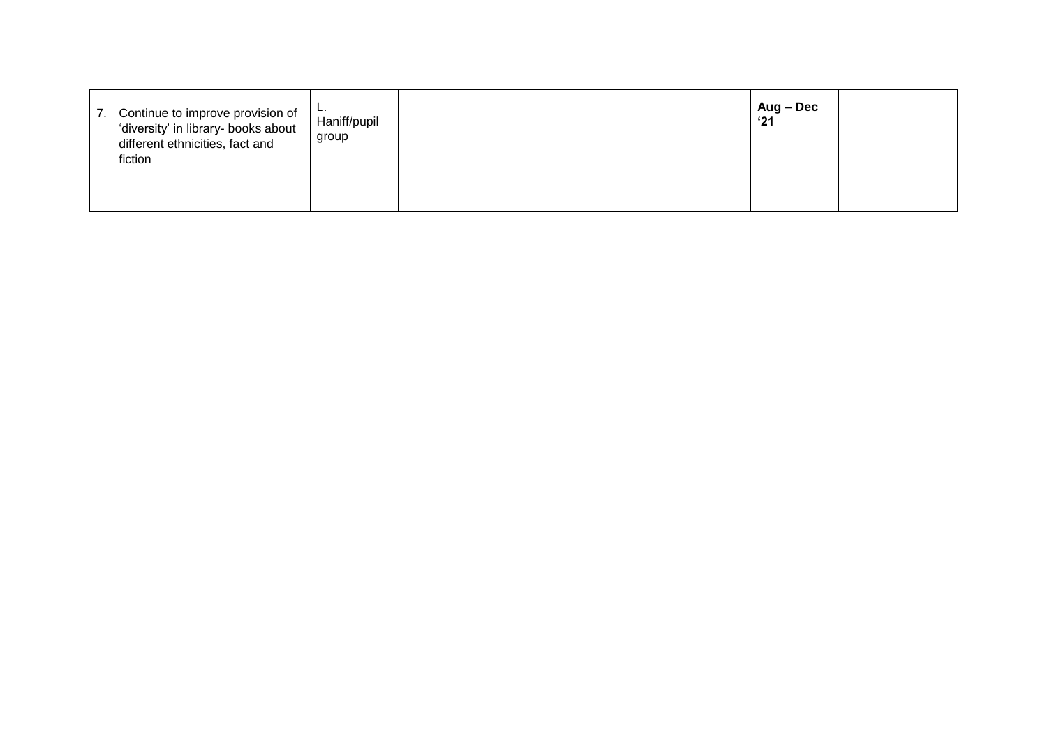| | | | | |
|---|---|---|---|---|
| 7. Continue to improve provision of ‘diversity’ in library- books about different ethnicities, fact and fiction | L. Haniff/pupil group | | **Aug – Dec ‘21** | |